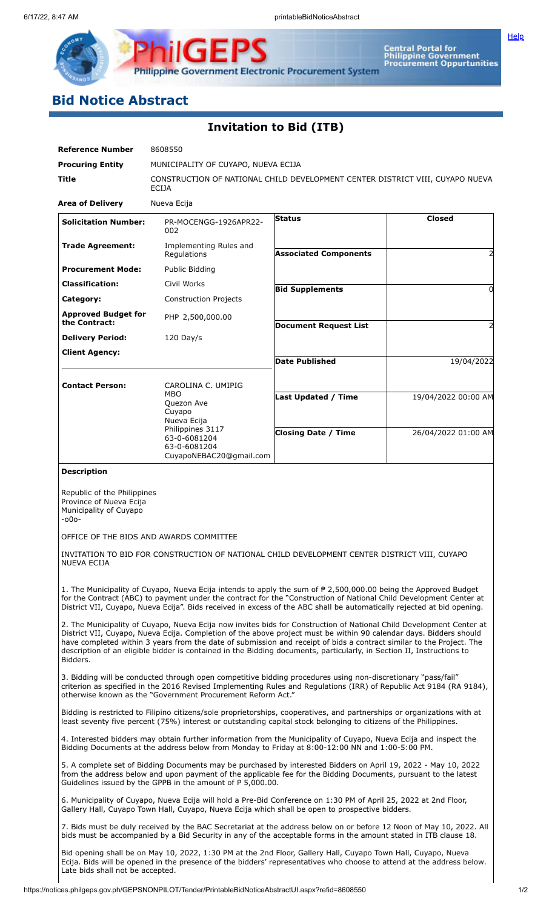# Bid Notice Abstract

## Invitation to Bid (ITB)

| | |
|---|---|
| **Reference Number** | 8608550 |
| **Procuring Entity** | MUNICIPALITY OF CUYAPO, NUEVA ECIJA |
| **Title** | CONSTRUCTION OF NATIONAL CHILD DEVELOPMENT CENTER DISTRICT VIII, CUYAPO NUEVA ECIJA |
| **Area of Delivery** | Nueva Ecija |

| | | | |
|---|---|---|---|
| **Solicitation Number:** | PR-MOCENGG-1926APR22-002 | **Status** | **Closed** |
| **Trade Agreement:** | Implementing Rules and Regulations | **Associated Components** | 2 |
| **Procurement Mode:** | Public Bidding | | |
| **Classification:** | Civil Works | **Bid Supplements** | 0 |
| **Category:** | Construction Projects | | |
| **Approved Budget for the Contract:** | PHP 2,500,000.00 | **Document Request List** | 2 |
| **Delivery Period:** | 120 Day/s | | |
| **Client Agency:** | | **Date Published** | 19/04/2022 |
| **Contact Person:** | CAROLINA C. UMIPIG MBO Quezon Ave Cuyapo Nueva Ecija Philippines 3117 63-0-6081204 63-0-6081204 CuyapoNEBAC20@gmail.com | **Last Updated / Time** | 19/04/2022 00:00 AM |
| | | **Closing Date / Time** | 26/04/2022 01:00 AM |

**Description**

Republic of the Philippines
Province of Nueva Ecija
Municipality of Cuyapo
-o0o-

OFFICE OF THE BIDS AND AWARDS COMMITTEE

INVITATION TO BID FOR CONSTRUCTION OF NATIONAL CHILD DEVELOPMENT CENTER DISTRICT VIII, CUYAPO NUEVA ECIJA

1. The Municipality of Cuyapo, Nueva Ecija intends to apply the sum of ₱ 2,500,000.00 being the Approved Budget for the Contract (ABC) to payment under the contract for the "Construction of National Child Development Center at District VII, Cuyapo, Nueva Ecija". Bids received in excess of the ABC shall be automatically rejected at bid opening.

2. The Municipality of Cuyapo, Nueva Ecija now invites bids for Construction of National Child Development Center at District VII, Cuyapo, Nueva Ecija. Completion of the above project must be within 90 calendar days. Bidders should have completed within 3 years from the date of submission and receipt of bids a contract similar to the Project. The description of an eligible bidder is contained in the Bidding documents, particularly, in Section II, Instructions to Bidders.

3. Bidding will be conducted through open competitive bidding procedures using non-discretionary "pass/fail" criterion as specified in the 2016 Revised Implementing Rules and Regulations (IRR) of Republic Act 9184 (RA 9184), otherwise known as the "Government Procurement Reform Act."

Bidding is restricted to Filipino citizens/sole proprietorships, cooperatives, and partnerships or organizations with at least seventy five percent (75%) interest or outstanding capital stock belonging to citizens of the Philippines.

4. Interested bidders may obtain further information from the Municipality of Cuyapo, Nueva Ecija and inspect the Bidding Documents at the address below from Monday to Friday at 8:00-12:00 NN and 1:00-5:00 PM.

5. A complete set of Bidding Documents may be purchased by interested Bidders on April 19, 2022 - May 10, 2022 from the address below and upon payment of the applicable fee for the Bidding Documents, pursuant to the latest Guidelines issued by the GPPB in the amount of P 5,000.00.

6. Municipality of Cuyapo, Nueva Ecija will hold a Pre-Bid Conference on 1:30 PM of April 25, 2022 at 2nd Floor, Gallery Hall, Cuyapo Town Hall, Cuyapo, Nueva Ecija which shall be open to prospective bidders.

7. Bids must be duly received by the BAC Secretariat at the address below on or before 12 Noon of May 10, 2022. All bids must be accompanied by a Bid Security in any of the acceptable forms in the amount stated in ITB clause 18.

Bid opening shall be on May 10, 2022, 1:30 PM at the 2nd Floor, Gallery Hall, Cuyapo Town Hall, Cuyapo, Nueva Ecija. Bids will be opened in the presence of the bidders' representatives who choose to attend at the address below. Late bids shall not be accepted.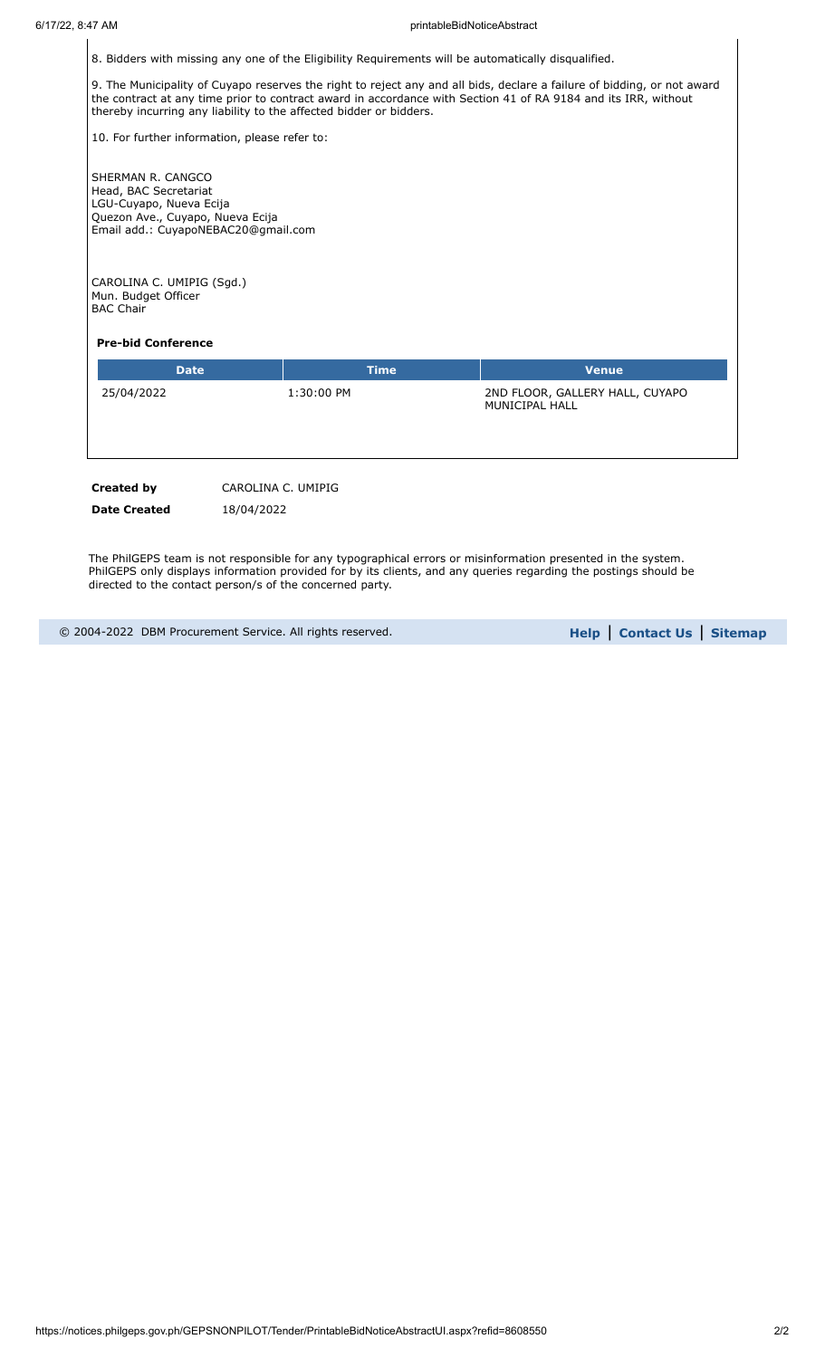8. Bidders with missing any one of the Eligibility Requirements will be automatically disqualified.

9. The Municipality of Cuyapo reserves the right to reject any and all bids, declare a failure of bidding, or not award the contract at any time prior to contract award in accordance with Section 41 of RA 9184 and its IRR, without thereby incurring any liability to the affected bidder or bidders.

10. For further information, please refer to:

SHERMAN R. CANGCO
Head, BAC Secretariat
LGU-Cuyapo, Nueva Ecija
Quezon Ave., Cuyapo, Nueva Ecija
Email add.: CuyapoNEBAC20@gmail.com

CAROLINA C. UMIPIG (Sgd.)
Mun. Budget Officer
BAC Chair

**Pre-bid Conference**

| Date | Time | Venue |
|---|---|---|
| 25/04/2022 | 1:30:00 PM | 2ND FLOOR, GALLERY HALL, CUYAPO MUNICIPAL HALL |

| | |
|---|---|
| **Created by** | CAROLINA C. UMIPIG |
| **Date Created** | 18/04/2022 |

The PhilGEPS team is not responsible for any typographical errors or misinformation presented in the system. PhilGEPS only displays information provided for by its clients, and any queries regarding the postings should be directed to the contact person/s of the concerned party.

© 2004-2022 DBM Procurement Service. All rights reserved. **Help** | **Contact Us** | **Sitemap**